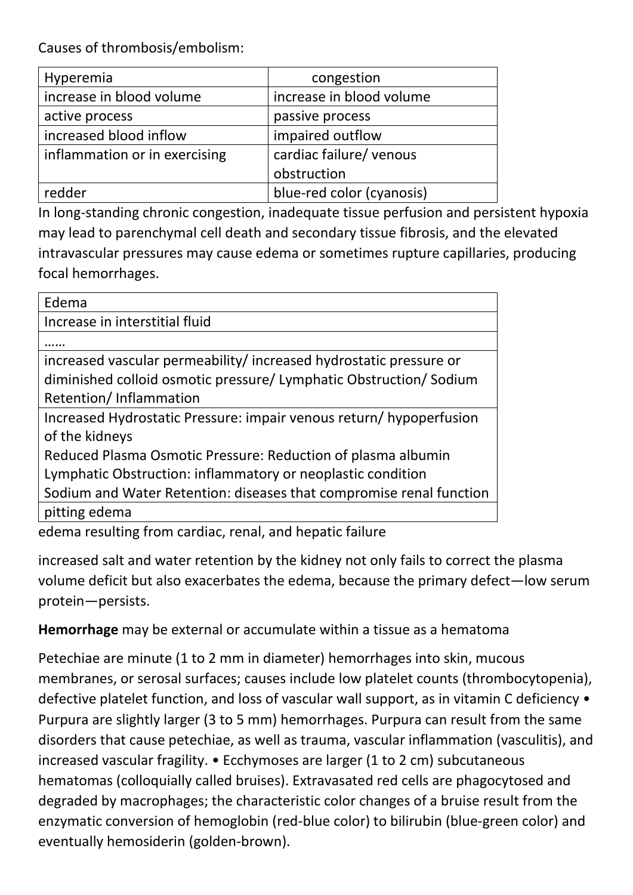Causes of thrombosis/embolism:

| Hyperemia | congestion |
|---|---|
| increase in blood volume | increase in blood volume |
| active process | passive process |
| increased blood inflow | impaired outflow |
| inflammation or in exercising | cardiac failure/ venous obstruction |
| redder | blue-red color (cyanosis) |

In long-standing chronic congestion, inadequate tissue perfusion and persistent hypoxia may lead to parenchymal cell death and secondary tissue fibrosis, and the elevated intravascular pressures may cause edema or sometimes rupture capillaries, producing focal hemorrhages.

| Edema |
|---|
| Increase in interstitial fluid |
| …… |
| increased vascular permeability/ increased hydrostatic pressure or diminished colloid osmotic pressure/ Lymphatic Obstruction/ Sodium Retention/ Inflammation |
| Increased Hydrostatic Pressure: impair venous return/ hypoperfusion of the kidneys<br>Reduced Plasma Osmotic Pressure: Reduction of plasma albumin<br>Lymphatic Obstruction: inflammatory or neoplastic condition<br>Sodium and Water Retention: diseases that compromise renal function |
| pitting edema |

edema resulting from cardiac, renal, and hepatic failure

increased salt and water retention by the kidney not only fails to correct the plasma volume deficit but also exacerbates the edema, because the primary defect—low serum protein—persists.

**Hemorrhage** may be external or accumulate within a tissue as a hematoma

Petechiae are minute (1 to 2 mm in diameter) hemorrhages into skin, mucous membranes, or serosal surfaces; causes include low platelet counts (thrombocytopenia), defective platelet function, and loss of vascular wall support, as in vitamin C deficiency • Purpura are slightly larger (3 to 5 mm) hemorrhages. Purpura can result from the same disorders that cause petechiae, as well as trauma, vascular inflammation (vasculitis), and increased vascular fragility. • Ecchymoses are larger (1 to 2 cm) subcutaneous hematomas (colloquially called bruises). Extravasated red cells are phagocytosed and degraded by macrophages; the characteristic color changes of a bruise result from the enzymatic conversion of hemoglobin (red-blue color) to bilirubin (blue-green color) and eventually hemosiderin (golden-brown).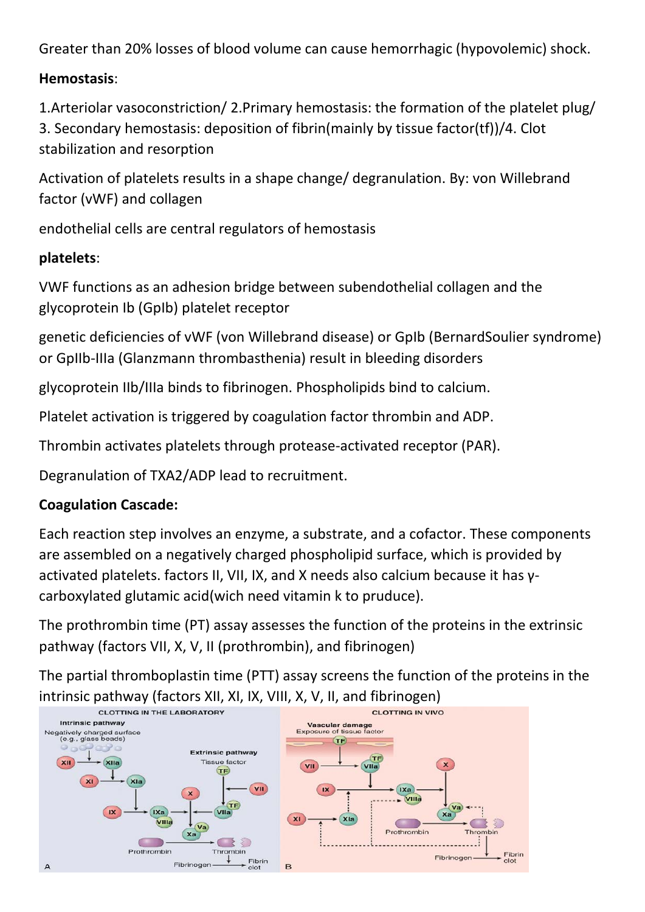Greater than 20% losses of blood volume can cause hemorrhagic (hypovolemic) shock.

**Hemostasis**:

1.Arteriolar vasoconstriction/ 2.Primary hemostasis: the formation of the platelet plug/ 3. Secondary hemostasis: deposition of fibrin(mainly by tissue factor(tf))/4. Clot stabilization and resorption

Activation of platelets results in a shape change/ degranulation. By: von Willebrand factor (vWF) and collagen

endothelial cells are central regulators of hemostasis

**platelets**:

VWF functions as an adhesion bridge between subendothelial collagen and the glycoprotein Ib (GpIb) platelet receptor

genetic deficiencies of vWF (von Willebrand disease) or GpIb (BernardSoulier syndrome) or GpIIb-IIIa (Glanzmann thrombasthenia) result in bleeding disorders

glycoprotein IIb/IIIa binds to fibrinogen. Phospholipids bind to calcium.

Platelet activation is triggered by coagulation factor thrombin and ADP.

Thrombin activates platelets through protease-activated receptor (PAR).

Degranulation of TXA2/ADP lead to recruitment.

**Coagulation Cascade:**

Each reaction step involves an enzyme, a substrate, and a cofactor. These components are assembled on a negatively charged phospholipid surface, which is provided by activated platelets. factors II, VII, IX, and X needs also calcium because it has γ-carboxylated glutamic acid(wich need vitamin k to pruduce).

The prothrombin time (PT) assay assesses the function of the proteins in the extrinsic pathway (factors VII, X, V, II (prothrombin), and fibrinogen)

The partial thromboplastin time (PTT) assay screens the function of the proteins in the intrinsic pathway (factors XII, XI, IX, VIII, X, V, II, and fibrinogen)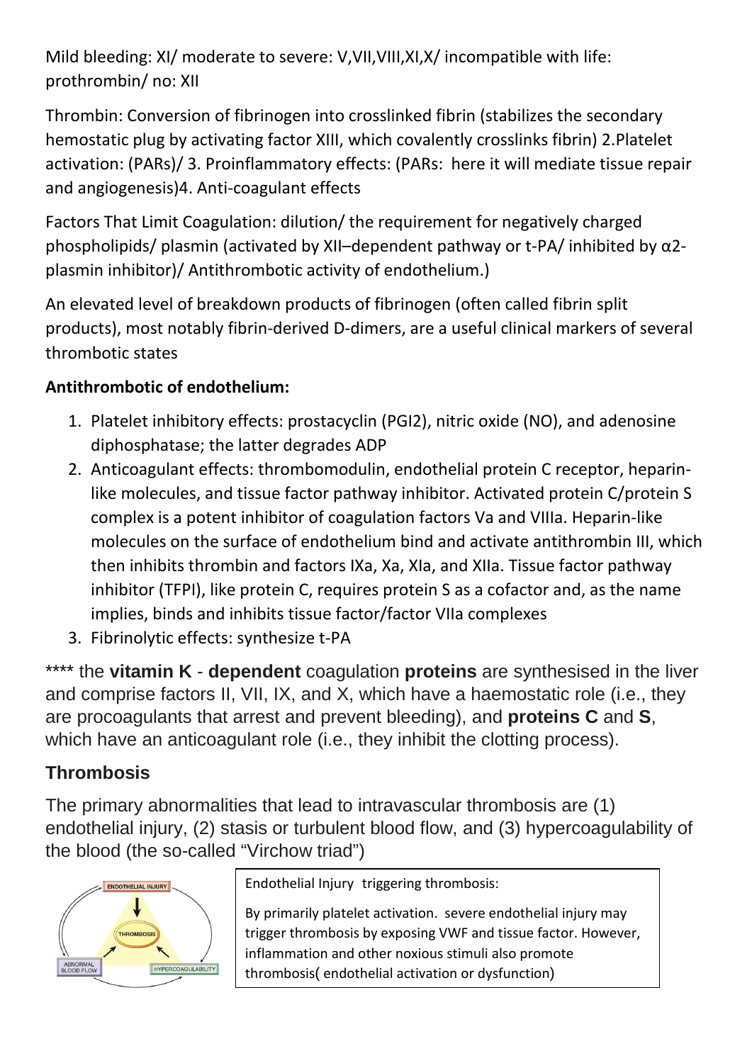Mild bleeding: XI/ moderate to severe: V,VII,VIII,XI,X/ incompatible with life: prothrombin/ no: XII

Thrombin: Conversion of fibrinogen into crosslinked fibrin (stabilizes the secondary hemostatic plug by activating factor XIII, which covalently crosslinks fibrin) 2.Platelet activation: (PARs)/ 3. Proinflammatory effects: (PARs: here it will mediate tissue repair and angiogenesis)4. Anti-coagulant effects

Factors That Limit Coagulation: dilution/ the requirement for negatively charged phospholipids/ plasmin (activated by XII–dependent pathway or t-PA/ inhibited by α2-plasmin inhibitor)/ Antithrombotic activity of endothelium.)

An elevated level of breakdown products of fibrinogen (often called fibrin split products), most notably fibrin-derived D-dimers, are a useful clinical markers of several thrombotic states

**Antithrombotic of endothelium:**

1. Platelet inhibitory effects: prostacyclin (PGI2), nitric oxide (NO), and adenosine diphosphatase; the latter degrades ADP
2. Anticoagulant effects: thrombomodulin, endothelial protein C receptor, heparin-like molecules, and tissue factor pathway inhibitor. Activated protein C/protein S complex is a potent inhibitor of coagulation factors Va and VIIIa. Heparin-like molecules on the surface of endothelium bind and activate antithrombin III, which then inhibits thrombin and factors IXa, Xa, XIa, and XIIa. Tissue factor pathway inhibitor (TFPI), like protein C, requires protein S as a cofactor and, as the name implies, binds and inhibits tissue factor/factor VIIa complexes
3. Fibrinolytic effects: synthesize t-PA

**** the **vitamin K** - **dependent** coagulation **proteins** are synthesised in the liver and comprise factors II, VII, IX, and X, which have a haemostatic role (i.e., they are procoagulants that arrest and prevent bleeding), and **proteins C** and **S**, which have an anticoagulant role (i.e., they inhibit the clotting process).

## Thrombosis

The primary abnormalities that lead to intravascular thrombosis are (1) endothelial injury, (2) stasis or turbulent blood flow, and (3) hypercoagulability of the blood (the so-called "Virchow triad")

ENDOTHELIAL INJURY

THROMBOSIS

ABNORMAL BLOOD FLOW

HYPERCOAGULABILITY

Endothelial Injury triggering thrombosis:

By primarily platelet activation. severe endothelial injury may trigger thrombosis by exposing VWF and tissue factor. However, inflammation and other noxious stimuli also promote thrombosis( endothelial activation or dysfunction)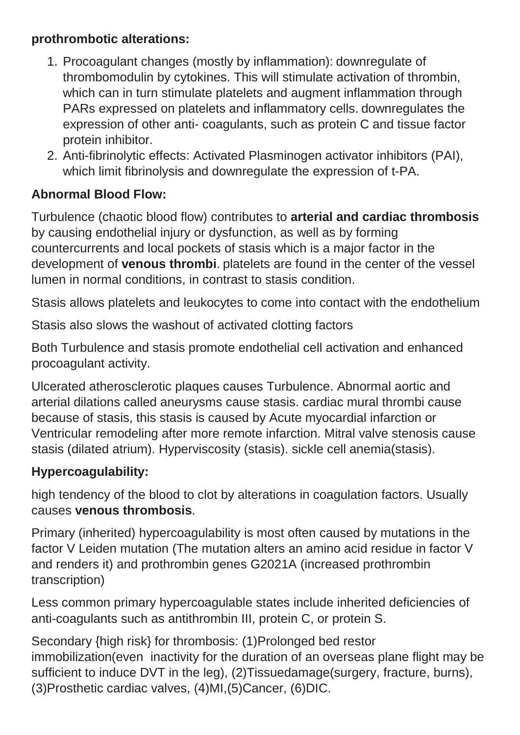**prothrombotic alterations:**

1. Procoagulant changes (mostly by inflammation): downregulate of thrombomodulin by cytokines. This will stimulate activation of thrombin, which can in turn stimulate platelets and augment inflammation through PARs expressed on platelets and inflammatory cells. downregulates the expression of other anti- coagulants, such as protein C and tissue factor protein inhibitor.
2. Anti-fibrinolytic effects: Activated Plasminogen activator inhibitors (PAI), which limit fibrinolysis and downregulate the expression of t-PA.

**Abnormal Blood Flow:**

Turbulence (chaotic blood flow) contributes to **arterial and cardiac thrombosis** by causing endothelial injury or dysfunction, as well as by forming countercurrents and local pockets of stasis which is a major factor in the development of **venous thrombi**. platelets are found in the center of the vessel lumen in normal conditions, in contrast to stasis condition.

Stasis allows platelets and leukocytes to come into contact with the endothelium

Stasis also slows the washout of activated clotting factors

Both Turbulence and stasis promote endothelial cell activation and enhanced procoagulant activity.

Ulcerated atherosclerotic plaques causes Turbulence. Abnormal aortic and arterial dilations called aneurysms cause stasis. cardiac mural thrombi cause because of stasis, this stasis is caused by Acute myocardial infarction or Ventricular remodeling after more remote infarction. Mitral valve stenosis cause stasis (dilated atrium). Hyperviscosity (stasis). sickle cell anemia(stasis).

**Hypercoagulability:**

high tendency of the blood to clot by alterations in coagulation factors. Usually causes **venous thrombosis**.

Primary (inherited) hypercoagulability is most often caused by mutations in the factor V Leiden mutation (The mutation alters an amino acid residue in factor V and renders it) and prothrombin genes G2021A (increased prothrombin transcription)

Less common primary hypercoagulable states include inherited deficiencies of anti-coagulants such as antithrombin III, protein C, or protein S.

Secondary {high risk} for thrombosis: (1)Prolonged bed restor immobilization(even inactivity for the duration of an overseas plane flight may be sufficient to induce DVT in the leg), (2)Tissuedamage(surgery, fracture, burns), (3)Prosthetic cardiac valves, (4)MI,(5)Cancer, (6)DIC.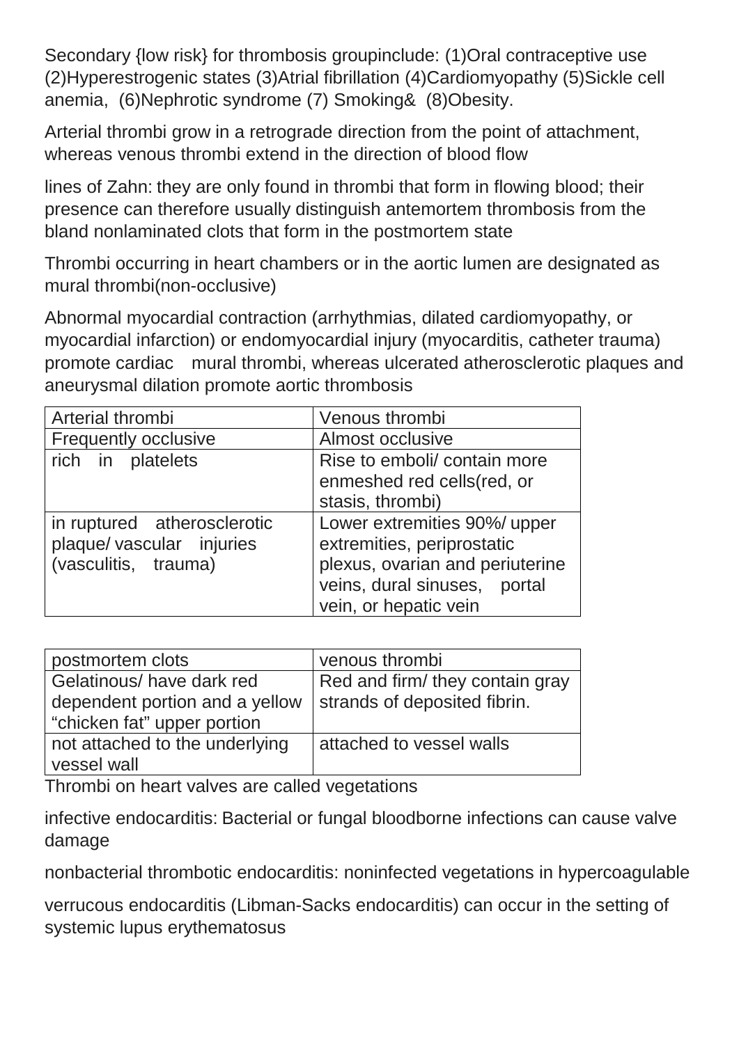Secondary {low risk} for thrombosis groupinclude: (1)Oral contraceptive use (2)Hyperestrogenic states (3)Atrial fibrillation (4)Cardiomyopathy (5)Sickle cell anemia,  (6)Nephrotic syndrome (7) Smoking&  (8)Obesity.

Arterial thrombi grow in a retrograde direction from the point of attachment, whereas venous thrombi extend in the direction of blood flow

lines of Zahn: they are only found in thrombi that form in flowing blood; their presence can therefore usually distinguish antemortem thrombosis from the bland nonlaminated clots that form in the postmortem state

Thrombi occurring in heart chambers or in the aortic lumen are designated as mural thrombi(non-occlusive)

Abnormal myocardial contraction (arrhythmias, dilated cardiomyopathy, or myocardial infarction) or endomyocardial injury (myocarditis, catheter trauma) promote cardiac  mural thrombi, whereas ulcerated atherosclerotic plaques and aneurysmal dilation promote aortic thrombosis

| Arterial thrombi | Venous thrombi |
|---|---|
| Frequently occlusive | Almost occlusive |
| rich in platelets | Rise to emboli/ contain more enmeshed red cells(red, or stasis, thrombi) |
| in ruptured atherosclerotic plaque/ vascular injuries (vasculitis, trauma) | Lower extremities 90%/ upper extremities, periprostatic plexus, ovarian and periuterine veins, dural sinuses, portal vein, or hepatic vein |

| postmortem clots | venous thrombi |
|---|---|
| Gelatinous/ have dark red dependent portion and a yellow "chicken fat" upper portion | Red and firm/ they contain gray strands of deposited fibrin. |
| not attached to the underlying vessel wall | attached to vessel walls |

Thrombi on heart valves are called vegetations

infective endocarditis: Bacterial or fungal bloodborne infections can cause valve damage

nonbacterial thrombotic endocarditis: noninfected vegetations in hypercoagulable

verrucous endocarditis (Libman-Sacks endocarditis) can occur in the setting of systemic lupus erythematosus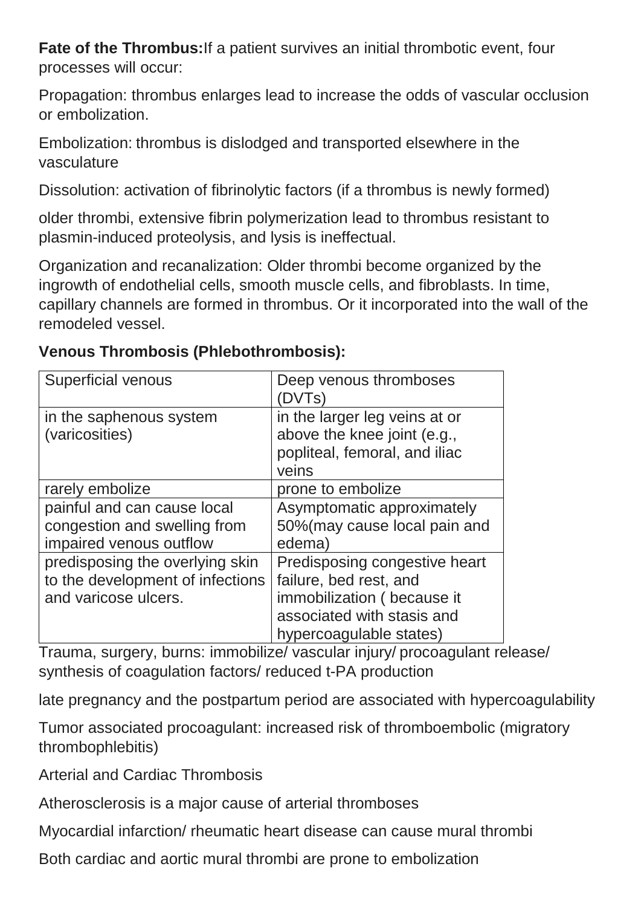**Fate of the Thrombus:**If a patient survives an initial thrombotic event, four processes will occur:

Propagation: thrombus enlarges lead to increase the odds of vascular occlusion or embolization.

Embolization: thrombus is dislodged and transported elsewhere in the vasculature

Dissolution: activation of fibrinolytic factors (if a thrombus is newly formed)

older thrombi, extensive fibrin polymerization lead to thrombus resistant to plasmin-induced proteolysis, and lysis is ineffectual.

Organization and recanalization: Older thrombi become organized by the ingrowth of endothelial cells, smooth muscle cells, and fibroblasts. In time, capillary channels are formed in thrombus. Or it incorporated into the wall of the remodeled vessel.

**Venous Thrombosis (Phlebothrombosis):**

| Superficial venous | Deep venous thromboses (DVTs) |
|---|---|
| in the saphenous system (varicosities) | in the larger leg veins at or above the knee joint (e.g., popliteal, femoral, and iliac veins |
| rarely embolize | prone to embolize |
| painful and can cause local congestion and swelling from impaired venous outflow | Asymptomatic approximately 50%(may cause local pain and edema) |
| predisposing the overlying skin to the development of infections and varicose ulcers. | Predisposing congestive heart failure, bed rest, and immobilization ( because it associated with stasis and hypercoagulable states) |

Trauma, surgery, burns: immobilize/ vascular injury/ procoagulant release/ synthesis of coagulation factors/ reduced t-PA production

late pregnancy and the postpartum period are associated with hypercoagulability

Tumor associated procoagulant: increased risk of thromboembolic (migratory thrombophlebitis)

Arterial and Cardiac Thrombosis

Atherosclerosis is a major cause of arterial thromboses

Myocardial infarction/ rheumatic heart disease can cause mural thrombi

Both cardiac and aortic mural thrombi are prone to embolization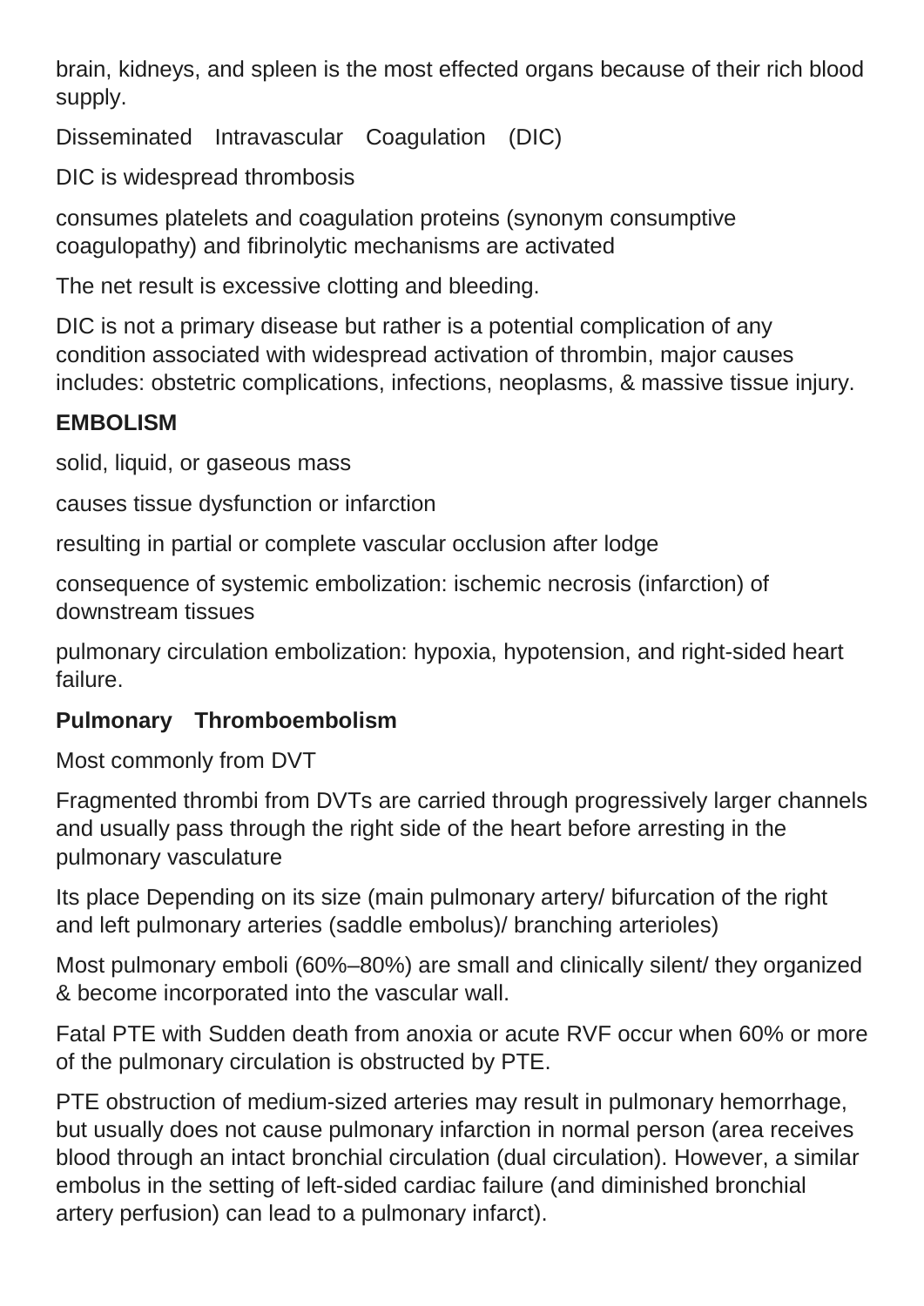brain, kidneys, and spleen is the most effected organs because of their rich blood supply.

Disseminated Intravascular Coagulation (DIC)

DIC is widespread thrombosis

consumes platelets and coagulation proteins (synonym consumptive coagulopathy) and fibrinolytic mechanisms are activated

The net result is excessive clotting and bleeding.

DIC is not a primary disease but rather is a potential complication of any condition associated with widespread activation of thrombin, major causes includes: obstetric complications, infections, neoplasms, & massive tissue injury.

**EMBOLISM**

solid, liquid, or gaseous mass

causes tissue dysfunction or infarction

resulting in partial or complete vascular occlusion after lodge

consequence of systemic embolization: ischemic necrosis (infarction) of downstream tissues

pulmonary circulation embolization: hypoxia, hypotension, and right-sided heart failure.

**Pulmonary Thromboembolism**

Most commonly from DVT

Fragmented thrombi from DVTs are carried through progressively larger channels and usually pass through the right side of the heart before arresting in the pulmonary vasculature

Its place Depending on its size (main pulmonary artery/ bifurcation of the right and left pulmonary arteries (saddle embolus)/ branching arterioles)

Most pulmonary emboli (60%–80%) are small and clinically silent/ they organized & become incorporated into the vascular wall.

Fatal PTE with Sudden death from anoxia or acute RVF occur when 60% or more of the pulmonary circulation is obstructed by PTE.

PTE obstruction of medium-sized arteries may result in pulmonary hemorrhage, but usually does not cause pulmonary infarction in normal person (area receives blood through an intact bronchial circulation (dual circulation). However, a similar embolus in the setting of left-sided cardiac failure (and diminished bronchial artery perfusion) can lead to a pulmonary infarct).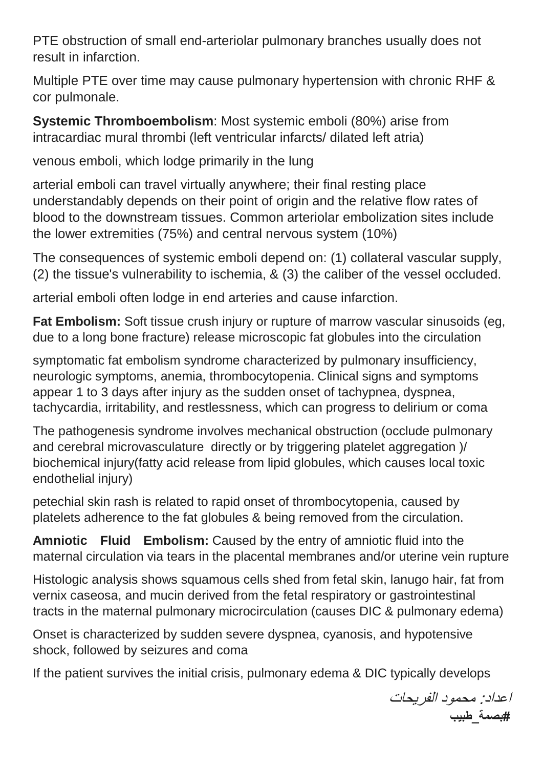PTE obstruction of small end-arteriolar pulmonary branches usually does not result in infarction.

Multiple PTE over time may cause pulmonary hypertension with chronic RHF & cor pulmonale.

**Systemic Thromboembolism**: Most systemic emboli (80%) arise from intracardiac mural thrombi (left ventricular infarcts/ dilated left atria)

venous emboli, which lodge primarily in the lung

arterial emboli can travel virtually anywhere; their final resting place understandably depends on their point of origin and the relative flow rates of blood to the downstream tissues. Common arteriolar embolization sites include the lower extremities (75%) and central nervous system (10%)

The consequences of systemic emboli depend on: (1) collateral vascular supply, (2) the tissue's vulnerability to ischemia, & (3) the caliber of the vessel occluded.

arterial emboli often lodge in end arteries and cause infarction.

**Fat Embolism:** Soft tissue crush injury or rupture of marrow vascular sinusoids (eg, due to a long bone fracture) release microscopic fat globules into the circulation

symptomatic fat embolism syndrome characterized by pulmonary insufficiency, neurologic symptoms, anemia, thrombocytopenia. Clinical signs and symptoms appear 1 to 3 days after injury as the sudden onset of tachypnea, dyspnea, tachycardia, irritability, and restlessness, which can progress to delirium or coma

The pathogenesis syndrome involves mechanical obstruction (occlude pulmonary and cerebral microvasculature directly or by triggering platelet aggregation )/ biochemical injury(fatty acid release from lipid globules, which causes local toxic endothelial injury)

petechial skin rash is related to rapid onset of thrombocytopenia, caused by platelets adherence to the fat globules & being removed from the circulation.

**Amniotic Fluid Embolism:** Caused by the entry of amniotic fluid into the maternal circulation via tears in the placental membranes and/or uterine vein rupture

Histologic analysis shows squamous cells shed from fetal skin, lanugo hair, fat from vernix caseosa, and mucin derived from the fetal respiratory or gastrointestinal tracts in the maternal pulmonary microcirculation (causes DIC & pulmonary edema)

Onset is characterized by sudden severe dyspnea, cyanosis, and hypotensive shock, followed by seizures and coma

If the patient survives the initial crisis, pulmonary edema & DIC typically develops

اعداد: محمود الفريحات

**#بصمة_طبيب**